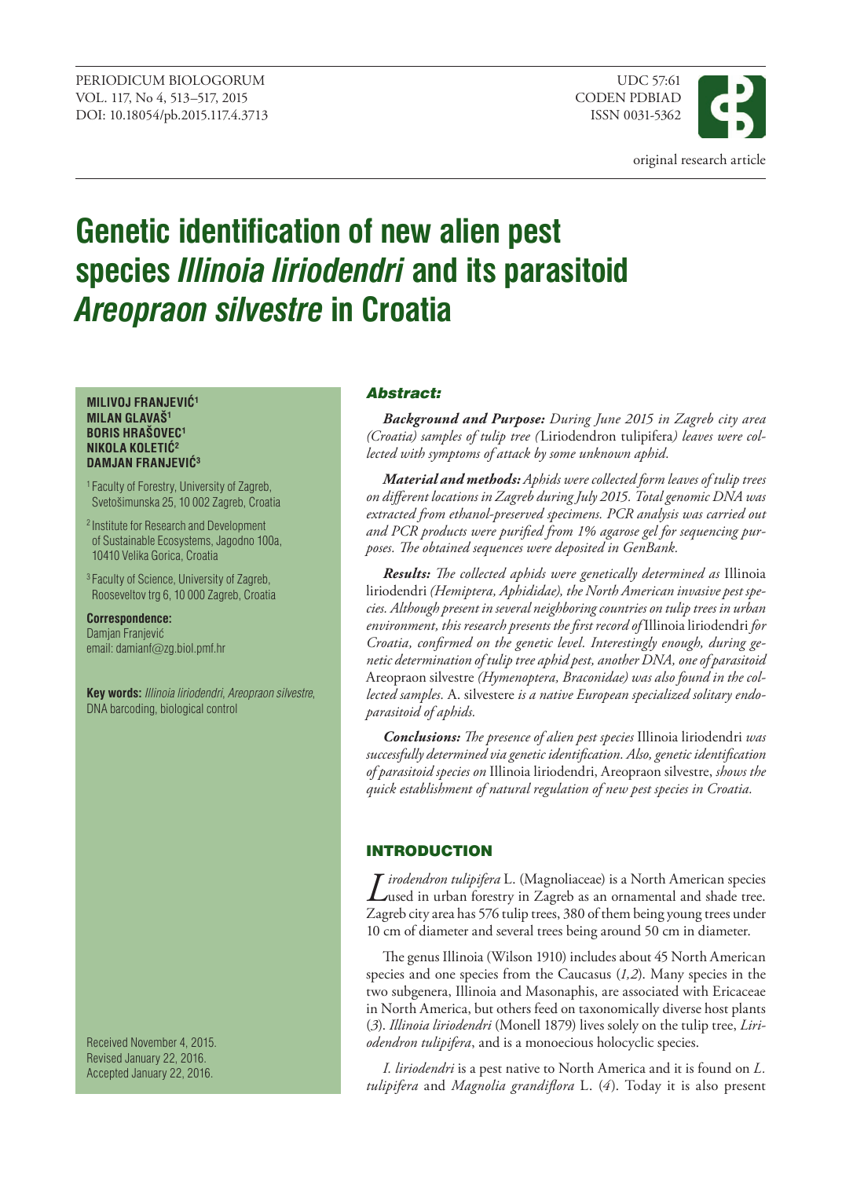PERIODICUM BIOLOGORUM
VOL. 117, No 4, 513–517, 2015
DOI: 10.18054/pb.2015.117.4.3713

UDC 57:61
CODEN PDBIAD
ISSN 0031-5362

original research article

# Genetic identification of new alien pest species *Illinoia liriodendri* and its parasitoid *Areopraon silvestre* in Croatia

**MILIVOJ FRANJEVIĆ[1]**
**MILAN GLAVAŠ[1]**
**BORIS HRAŠOVEC[1]**
**NIKOLA KOLETIĆ[2]**
**DAMJAN FRANJEVIĆ[3]**

[1] Faculty of Forestry, University of Zagreb, Svetošimunska 25, 10 002 Zagreb, Croatia

[2] Institute for Research and Development of Sustainable Ecosystems, Jagodno 100a, 10410 Velika Gorica, Croatia

[3] Faculty of Science, University of Zagreb, Rooseveltov trg 6, 10 000 Zagreb, Croatia

**Correspondence:**
Damjan Franjević
email: damianf@zg.biol.pmf.hr

**Key words:** *Illinoia liriodendri, Areopraon silvestre*, DNA barcoding, biological control

Received November 4, 2015.
Revised January 22, 2016.
Accepted January 22, 2016.

## Abstract:

***Background and Purpose:*** *During June 2015 in Zagreb city area (Croatia) samples of tulip tree (*Liriodendron tulipifera*) leaves were collected with symptoms of attack by some unknown aphid.*

***Material and methods:*** *Aphids were collected form leaves of tulip trees on different locations in Zagreb during July 2015. Total genomic DNA was extracted from ethanol-preserved specimens. PCR analysis was carried out and PCR products were purified from 1% agarose gel for sequencing purposes. The obtained sequences were deposited in GenBank.*

***Results:*** *The collected aphids were genetically determined as* Illinoia liriodendri *(Hemiptera, Aphididae), the North American invasive pest species. Although present in several neighboring countries on tulip trees in urban environment, this research presents the first record of* Illinoia liriodendri *for Croatia, confirmed on the genetic level. Interestingly enough, during genetic determination of tulip tree aphid pest, another DNA, one of parasitoid* Areopraon silvestre *(Hymenoptera, Braconidae) was also found in the collected samples.* A. silvestere *is a native European specialized solitary endoparasitoid of aphids.*

***Conclusions:*** *The presence of alien pest species* Illinoia liriodendri *was successfully determined via genetic identification. Also, genetic identification of parasitoid species on* Illinoia liriodendri, Areopraon silvestre, *shows the quick establishment of natural regulation of new pest species in Croatia.*

## INTRODUCTION

*Lirodendron tulipifera* L. (Magnoliaceae) is a North American species used in urban forestry in Zagreb as an ornamental and shade tree. Zagreb city area has 576 tulip trees, 380 of them being young trees under 10 cm of diameter and several trees being around 50 cm in diameter.

The genus Illinoia (Wilson 1910) includes about 45 North American species and one species from the Caucasus (*1,2*). Many species in the two subgenera, Illinoia and Masonaphis, are associated with Ericaceae in North America, but others feed on taxonomically diverse host plants (*3*). *Illinoia liriodendri* (Monell 1879) lives solely on the tulip tree, *Liriodendron tulipifera*, and is a monoecious holocyclic species.

*I. liriodendri* is a pest native to North America and it is found on *L. tulipifera* and *Magnolia grandiflora* L. (*4*). Today it is also present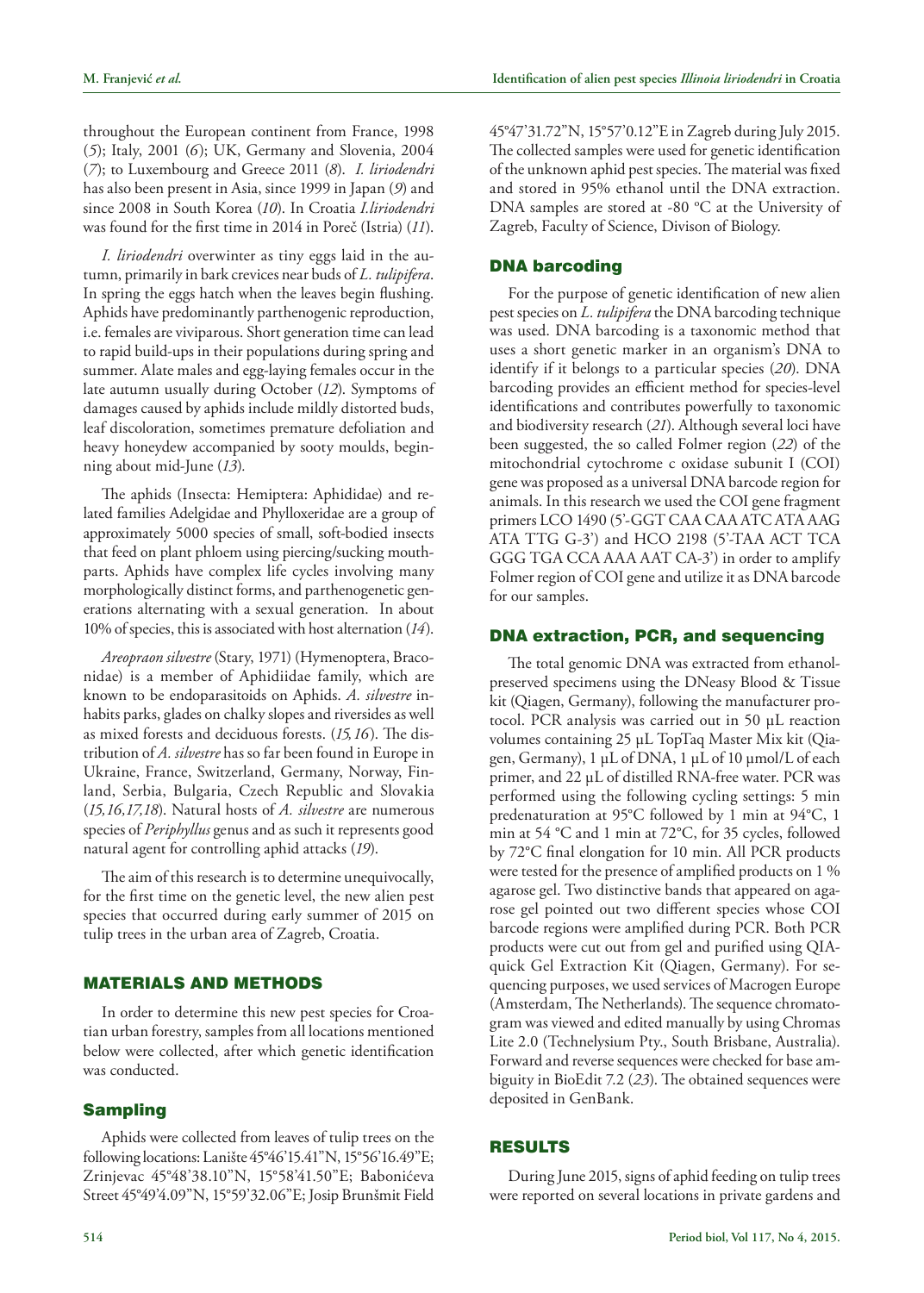throughout the European continent from France, 1998 (*5*); Italy, 2001 (*6*); UK, Germany and Slovenia, 2004 (*7*); to Luxembourg and Greece 2011 (*8*). *I. liriodendri* has also been present in Asia, since 1999 in Japan (*9*) and since 2008 in South Korea (*10*). In Croatia *I.liriodendri* was found for the first time in 2014 in Poreč (Istria) (*11*).

*I. liriodendri* overwinter as tiny eggs laid in the autumn, primarily in bark crevices near buds of *L. tulipifera*. In spring the eggs hatch when the leaves begin flushing. Aphids have predominantly parthenogenic reproduction, i.e. females are viviparous. Short generation time can lead to rapid build-ups in their populations during spring and summer. Alate males and egg-laying females occur in the late autumn usually during October (*12*). Symptoms of damages caused by aphids include mildly distorted buds, leaf discoloration, sometimes premature defoliation and heavy honeydew accompanied by sooty moulds, beginning about mid-June (*13*).

The aphids (Insecta: Hemiptera: Aphididae) and related families Adelgidae and Phylloxeridae are a group of approximately 5000 species of small, soft-bodied insects that feed on plant phloem using piercing/sucking mouthparts. Aphids have complex life cycles involving many morphologically distinct forms, and parthenogenetic generations alternating with a sexual generation. In about 10% of species, this is associated with host alternation (*14*).

*Areopraon silvestre* (Stary, 1971) (Hymenoptera, Braconidae) is a member of Aphidiidae family, which are known to be endoparasitoids on Aphids. *A. silvestre* inhabits parks, glades on chalky slopes and riversides as well as mixed forests and deciduous forests. (*15,16*). The distribution of *A. silvestre* has so far been found in Europe in Ukraine, France, Switzerland, Germany, Norway, Finland, Serbia, Bulgaria, Czech Republic and Slovakia (*15,16,17,18*). Natural hosts of *A. silvestre* are numerous species of *Periphyllus* genus and as such it represents good natural agent for controlling aphid attacks (*19*).

The aim of this research is to determine unequivocally, for the first time on the genetic level, the new alien pest species that occurred during early summer of 2015 on tulip trees in the urban area of Zagreb, Croatia.

## MATERIALS AND METHODS

In order to determine this new pest species for Croatian urban forestry, samples from all locations mentioned below were collected, after which genetic identification was conducted.

### Sampling

Aphids were collected from leaves of tulip trees on the following locations: Lanište 45°46'15.41"N, 15°56'16.49"E; Zrinjevac 45°48'38.10"N, 15°58'41.50"E; Babonićeva Street 45°49'4.09"N, 15°59'32.06"E; Josip Brunšmit Field 45°47'31.72"N, 15°57'0.12"E in Zagreb during July 2015. The collected samples were used for genetic identification of the unknown aphid pest species. The material was fixed and stored in 95% ethanol until the DNA extraction. DNA samples are stored at -80 °C at the University of Zagreb, Faculty of Science, Divison of Biology.

### DNA barcoding

For the purpose of genetic identification of new alien pest species on *L. tulipifera* the DNA barcoding technique was used. DNA barcoding is a taxonomic method that uses a short genetic marker in an organism's DNA to identify if it belongs to a particular species (*20*). DNA barcoding provides an efficient method for species-level identifications and contributes powerfully to taxonomic and biodiversity research (*21*). Although several loci have been suggested, the so called Folmer region (*22*) of the mitochondrial cytochrome c oxidase subunit I (COI) gene was proposed as a universal DNA barcode region for animals. In this research we used the COI gene fragment primers LCO 1490 (5'-GGT CAA CAA ATC ATA AAG ATA TTG G-3') and HCO 2198 (5'-TAA ACT TCA GGG TGA CCA AAA AAT CA-3') in order to amplify Folmer region of COI gene and utilize it as DNA barcode for our samples.

### DNA extraction, PCR, and sequencing

The total genomic DNA was extracted from ethanol-preserved specimens using the DNeasy Blood & Tissue kit (Qiagen, Germany), following the manufacturer protocol. PCR analysis was carried out in 50 µL reaction volumes containing 25 µL TopTaq Master Mix kit (Qiagen, Germany), 1 µL of DNA, 1 µL of 10 µmol/L of each primer, and 22 µL of distilled RNA-free water. PCR was performed using the following cycling settings: 5 min predenaturation at 95°C followed by 1 min at 94°C, 1 min at 54 °C and 1 min at 72°C, for 35 cycles, followed by 72°C final elongation for 10 min. All PCR products were tested for the presence of amplified products on 1 % agarose gel. Two distinctive bands that appeared on agarose gel pointed out two different species whose COI barcode regions were amplified during PCR. Both PCR products were cut out from gel and purified using QIAquick Gel Extraction Kit (Qiagen, Germany). For sequencing purposes, we used services of Macrogen Europe (Amsterdam, The Netherlands). The sequence chromatogram was viewed and edited manually by using Chromas Lite 2.0 (Technelysium Pty., South Brisbane, Australia). Forward and reverse sequences were checked for base ambiguity in BioEdit 7.2 (*23*). The obtained sequences were deposited in GenBank.

## RESULTS

During June 2015, signs of aphid feeding on tulip trees were reported on several locations in private gardens and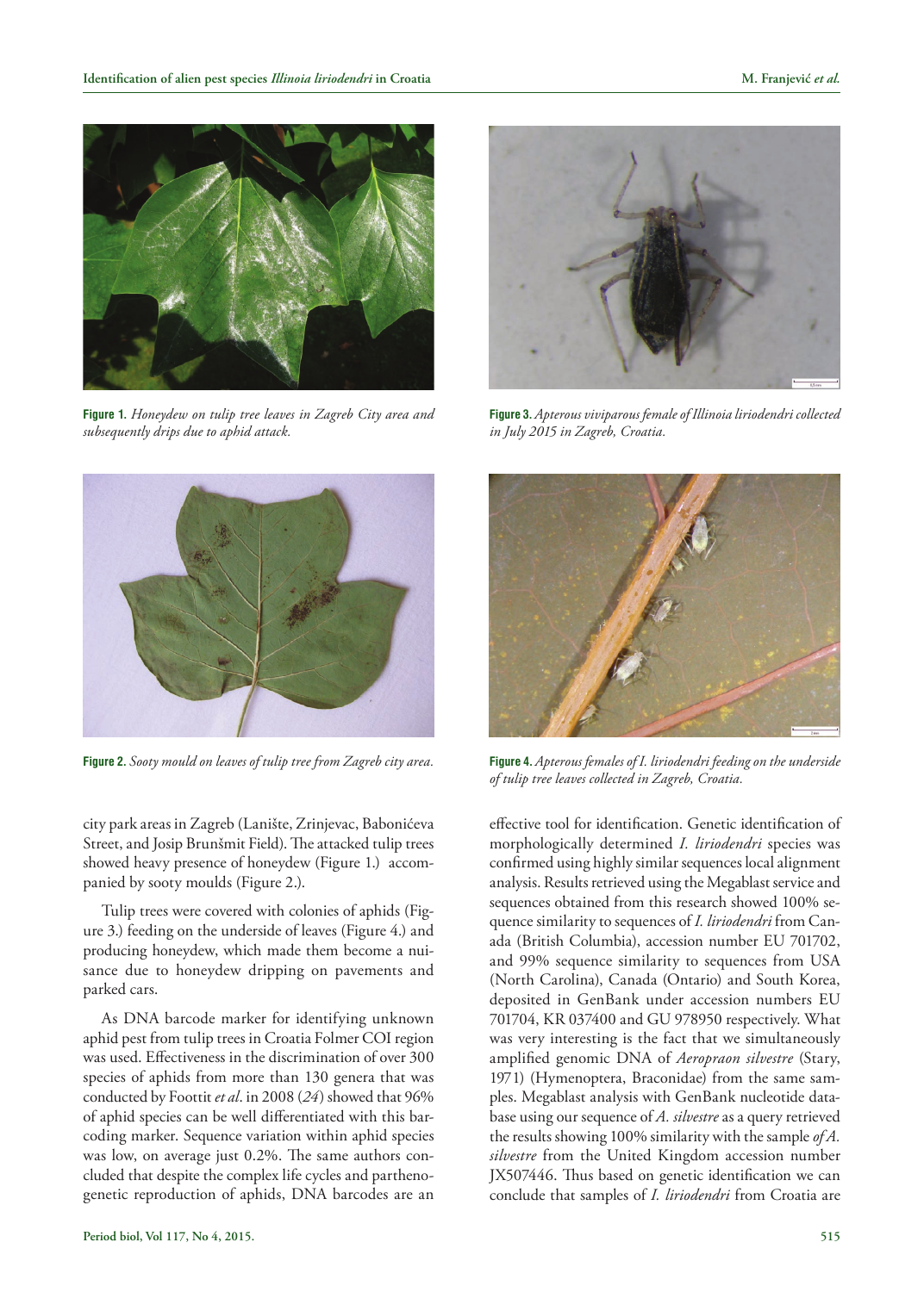**Figure 1.** *Honeydew on tulip tree leaves in Zagreb City area and subsequently drips due to aphid attack.*

**Figure 2.** *Sooty mould on leaves of tulip tree from Zagreb city area.*

**Figure 3.** *Apterous viviparous female of Illinoia liriodendri collected in July 2015 in Zagreb, Croatia.*

**Figure 4.** *Apterous females of I. liriodendri feeding on the underside of tulip tree leaves collected in Zagreb, Croatia.*

city park areas in Zagreb (Lanište, Zrinjevac, Babonićeva Street, and Josip Brunšmit Field). The attacked tulip trees showed heavy presence of honeydew (Figure 1.) accompanied by sooty moulds (Figure 2.).

Tulip trees were covered with colonies of aphids (Figure 3.) feeding on the underside of leaves (Figure 4.) and producing honeydew, which made them become a nuisance due to honeydew dripping on pavements and parked cars.

As DNA barcode marker for identifying unknown aphid pest from tulip trees in Croatia Folmer COI region was used. Effectiveness in the discrimination of over 300 species of aphids from more than 130 genera that was conducted by Foottit *et al*. in 2008 (*24*) showed that 96% of aphid species can be well differentiated with this barcoding marker. Sequence variation within aphid species was low, on average just 0.2%. The same authors concluded that despite the complex life cycles and parthenogenetic reproduction of aphids, DNA barcodes are an effective tool for identification. Genetic identification of morphologically determined *I. liriodendri* species was confirmed using highly similar sequences local alignment analysis. Results retrieved using the Megablast service and sequences obtained from this research showed 100% sequence similarity to sequences of *I. liriodendri* from Canada (British Columbia), accession number EU 701702, and 99% sequence similarity to sequences from USA (North Carolina), Canada (Ontario) and South Korea, deposited in GenBank under accession numbers EU 701704, KR 037400 and GU 978950 respectively. What was very interesting is the fact that we simultaneously amplified genomic DNA of *Aeropraon silvestre* (Stary, 1971) (Hymenoptera, Braconidae) from the same samples. Megablast analysis with GenBank nucleotide database using our sequence of *A. silvestre* as a query retrieved the results showing 100% similarity with the sample *of A. silvestre* from the United Kingdom accession number JX507446. Thus based on genetic identification we can conclude that samples of *I. liriodendri* from Croatia are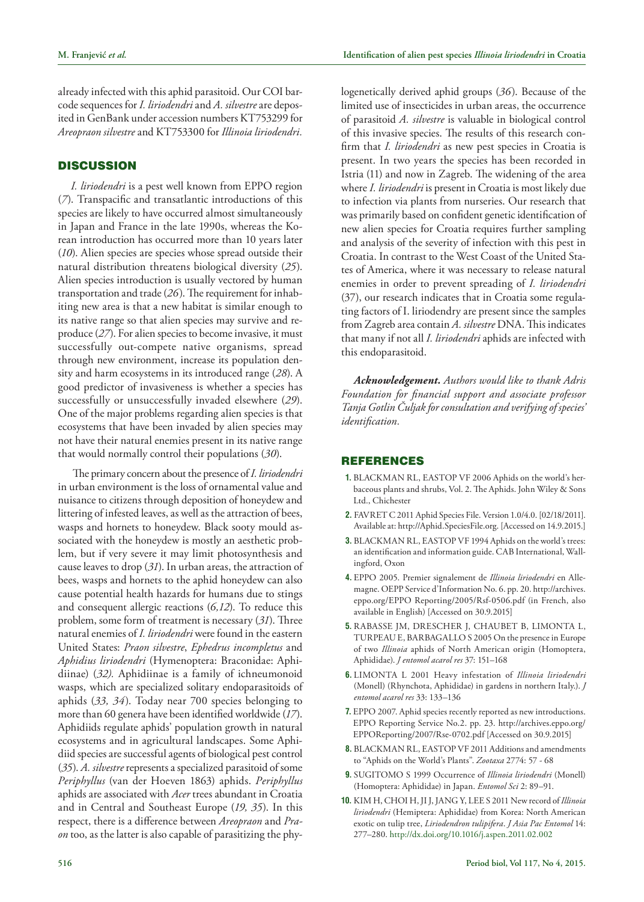already infected with this aphid parasitoid. Our COI barcode sequences for *I. liriodendri* and *A. silvestre* are deposited in GenBank under accession numbers KT753299 for *Areopraon silvestre* and KT753300 for *Illinoia liriodendri.*

## DISCUSSION

*I. liriodendri* is a pest well known from EPPO region (*7*). Transpacific and transatlantic introductions of this species are likely to have occurred almost simultaneously in Japan and France in the late 1990s, whereas the Korean introduction has occurred more than 10 years later (*10*). Alien species are species whose spread outside their natural distribution threatens biological diversity (*25*). Alien species introduction is usually vectored by human transportation and trade (*26*). The requirement for inhabiting new area is that a new habitat is similar enough to its native range so that alien species may survive and reproduce (*27*). For alien species to become invasive, it must successfully out-compete native organisms, spread through new environment, increase its population density and harm ecosystems in its introduced range (*28*). A good predictor of invasiveness is whether a species has successfully or unsuccessfully invaded elsewhere (*29*). One of the major problems regarding alien species is that ecosystems that have been invaded by alien species may not have their natural enemies present in its native range that would normally control their populations (*30*).

The primary concern about the presence of *I. liriodendri* in urban environment is the loss of ornamental value and nuisance to citizens through deposition of honeydew and littering of infested leaves, as well as the attraction of bees, wasps and hornets to honeydew. Black sooty mould associated with the honeydew is mostly an aesthetic problem, but if very severe it may limit photosynthesis and cause leaves to drop (*31*). In urban areas, the attraction of bees, wasps and hornets to the aphid honeydew can also cause potential health hazards for humans due to stings and consequent allergic reactions (*6,12*). To reduce this problem, some form of treatment is necessary (*31*). Three natural enemies of *I. liriodendri* were found in the eastern United States: *Praon silvestre*, *Ephedrus incompletus* and *Aphidius liriodendri* (Hymenoptera: Braconidae: Aphidiinae) (*32).* Aphidiinae is a family of ichneumonoid wasps, which are specialized solitary endoparasitoids of aphids (*33, 34*). Today near 700 species belonging to more than 60 genera have been identified worldwide (*17*). Aphidiids regulate aphids' population growth in natural ecosystems and in agricultural landscapes. Some Aphidiid species are successful agents of biological pest control (*35*). *A. silvestre* represents a specialized parasitoid of some *Periphyllus* (van der Hoeven 1863) aphids. *Periphyllus* aphids are associated with *Acer* trees abundant in Croatia and in Central and Southeast Europe (*19, 35*). In this respect, there is a difference between *Areopraon* and *Praon* too, as the latter is also capable of parasitizing the phylogenetically derived aphid groups (*36*). Because of the limited use of insecticides in urban areas, the occurrence of parasitoid *A. silvestre* is valuable in biological control of this invasive species. The results of this research confirm that *I. liriodendri* as new pest species in Croatia is present. In two years the species has been recorded in Istria (11) and now in Zagreb. The widening of the area where *I. liriodendri* is present in Croatia is most likely due to infection via plants from nurseries. Our research that was primarily based on confident genetic identification of new alien species for Croatia requires further sampling and analysis of the severity of infection with this pest in Croatia. In contrast to the West Coast of the United States of America, where it was necessary to release natural enemies in order to prevent spreading of *I. liriodendri* (37), our research indicates that in Croatia some regulating factors of I. liriodendry are present since the samples from Zagreb area contain *A. silvestre* DNA. This indicates that many if not all *I. liriodendri* aphids are infected with this endoparasitoid.

***Acknowledgement.*** *Authors would like to thank Adris Foundation for financial support and associate professor Tanja Gotlin Čuljak for consultation and verifying of species' identification.*

## REFERENCES

1. BLACKMAN RL, EASTOP VF 2006 Aphids on the world's herbaceous plants and shrubs, Vol. 2. The Aphids. John Wiley & Sons Ltd., Chichester
2. FAVRET C 2011 Aphid Species File. Version 1.0/4.0. [02/18/2011]. Available at: http://Aphid.SpeciesFile.org. [Accessed on 14.9.2015.]
3. BLACKMAN RL, EASTOP VF 1994 Aphids on the world's trees: an identification and information guide. CAB International, Wallingford, Oxon
4. EPPO 2005. Premier signalement de *Illinoia liriodendri* en Allemagne. OEPP Service d'Information No. 6. pp. 20. http://archives.eppo.org/EPPO Reporting/2005/Rsf-0506.pdf (in French, also available in English) [Accessed on 30.9.2015]
5. RABASSE JM, DRESCHER J, CHAUBET B, LIMONTA L, TURPEAU E, BARBAGALLO S 2005 On the presence in Europe of two *Illinoia* aphids of North American origin (Homoptera, Aphididae). *J entomol acarol res* 37: 151–168
6. LIMONTA L 2001 Heavy infestation of *Illinoia liriodendri* (Monell) (Rhynchota, Aphididae) in gardens in northern Italy.). *J entomol acarol res* 33: 133–136
7. EPPO 2007. Aphid species recently reported as new introductions. EPPO Reporting Service No.2. pp. 23. http://archives.eppo.org/EPPOReporting/2007/Rse-0702.pdf [Accessed on 30.9.2015]
8. BLACKMAN RL, EASTOP VF 2011 Additions and amendments to "Aphids on the World's Plants". *Zootaxa* 2774: 57 - 68
9. SUGITOMO S 1999 Occurrence of *Illinoia liriodendri* (Monell) (Homoptera: Aphididae) in Japan. *Entomol Sci* 2: 89–91.
10. KIM H, CHOI H, JI J, JANG Y, LEE S 2011 New record of *Illinoia liriodendri* (Hemiptera: Aphididae) from Korea: North American exotic on tulip tree, *Liriodendron tulipifera*. *J Asia Pac Entomol* 14: 277–280. http://dx.doi.org/10.1016/j.aspen.2011.02.002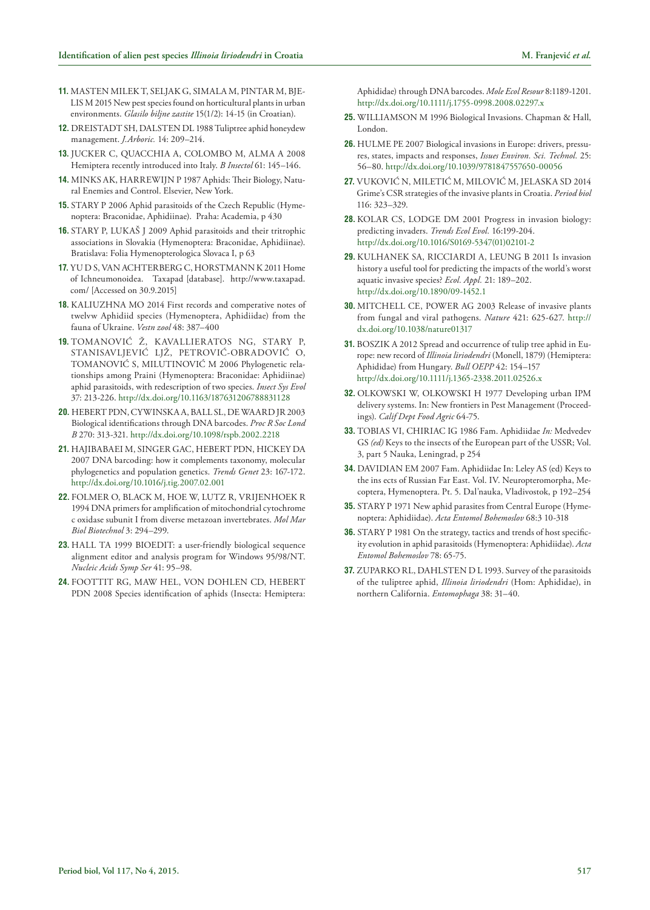11. MASTEN MILEK T, SELJAK G, SIMALA M, PINTAR M, BJELIS M 2015 New pest species found on horticultural plants in urban environments. *Glasilo biljne zastite* 15(1/2): 14-15 (in Croatian).

12. DREISTADT SH, DALSTEN DL 1988 Tuliptree aphid honeydew management. *J.Arboric.* 14: 209–214.

13. JUCKER C, QUACCHIA A, COLOMBO M, ALMA A 2008 Hemiptera recently introduced into Italy. *B Insectol* 61: 145–146.

14. MINKS AK, HARREWIJN P 1987 Aphids: Their Biology, Natural Enemies and Control. Elsevier, New York.

15. STARY P 2006 Aphid parasitoids of the Czech Republic (Hymenoptera: Braconidae, Aphidiinae). Praha: Academia, p 430

16. STARY P, LUKAŠ J 2009 Aphid parasitoids and their tritrophic associations in Slovakia (Hymenoptera: Braconidae, Aphidiinae). Bratislava: Folia Hymenopterologica Slovaca I, p 63

17. YU D S, VAN ACHTERBERG C, HORSTMANN K 2011 Home of Ichneumonoidea. Taxapad [database]. http://www.taxapad.com/ [Accessed on 30.9.2015]

18. KALIUZHNA MO 2014 First records and comperative notes of twelvw Aphidiid species (Hymenoptera, Aphidiidae) from the fauna of Ukraine. *Vestn zool* 48: 387–400

19. TOMANOVIĆ Ž, KAVALLIERATOS NG, STARY P, STANISAVLJEVIĆ LJŽ, PETROVIĆ-OBRADOVIĆ O, TOMANOVIĆ S, MILUTINOVIĆ M 2006 Phylogenetic relationships among Praini (Hymenoptera: Braconidae: Aphidiinae) aphid parasitoids, with redescription of two species. *Insect Sys Evol* 37: 213-226. http://dx.doi.org/10.1163/187631206788831128

20. HEBERT PDN, CYWINSKA A, BALL SL, DE WAARD JR 2003 Biological identifications through DNA barcodes. *Proc R Soc Lond B* 270: 313-321. http://dx.doi.org/10.1098/rspb.2002.2218

21. HAJIBABAEI M, SINGER GAC, HEBERT PDN, HICKEY DA 2007 DNA barcoding: how it complements taxonomy, molecular phylogenetics and population genetics. *Trends Genet* 23: 167-172. http://dx.doi.org/10.1016/j.tig.2007.02.001

22. FOLMER O, BLACK M, HOE W, LUTZ R, VRIJENHOEK R 1994 DNA primers for amplification of mitochondrial cytochrome c oxidase subunit I from diverse metazoan invertebrates. *Mol Mar Biol Biotechnol* 3: 294–299.

23. HALL TA 1999 BIOEDIT: a user-friendly biological sequence alignment editor and analysis program for Windows 95/98/NT. *Nucleic Acids Symp Ser* 41: 95–98.

24. FOOTTIT RG, MAW HEL, VON DOHLEN CD, HEBERT PDN 2008 Species identification of aphids (Insecta: Hemiptera: Aphididae) through DNA barcodes. *Mole Ecol Resour* 8:1189-1201. http://dx.doi.org/10.1111/j.1755-0998.2008.02297.x

25. WILLIAMSON M 1996 Biological Invasions. Chapman & Hall, London.

26. HULME PE 2007 Biological invasions in Europe: drivers, pressures, states, impacts and responses, *Issues Environ. Sci. Technol.* 25: 56–80. http://dx.doi.org/10.1039/9781847557650-00056

27. VUKOVIĆ N, MILETIĆ M, MILOVIĆ M, JELASKA SD 2014 Grime's CSR strategies of the invasive plants in Croatia. *Period biol* 116: 323–329.

28. KOLAR CS, LODGE DM 2001 Progress in invasion biology: predicting invaders. *Trends Ecol Evol.* 16:199-204. http://dx.doi.org/10.1016/S0169-5347(01)02101-2

29. KULHANEK SA, RICCIARDI A, LEUNG B 2011 Is invasion history a useful tool for predicting the impacts of the world's worst aquatic invasive species? *Ecol. Appl.* 21: 189–202. http://dx.doi.org/10.1890/09-1452.1

30. MITCHELL CE, POWER AG 2003 Release of invasive plants from fungal and viral pathogens. *Nature* 421: 625-627. http://dx.doi.org/10.1038/nature01317

31. BOSZIK A 2012 Spread and occurrence of tulip tree aphid in Europe: new record of *Illinoia liriodendri* (Monell, 1879) (Hemiptera: Aphididae) from Hungary. *Bull OEPP* 42: 154–157 http://dx.doi.org/10.1111/j.1365-2338.2011.02526.x

32. OLKOWSKI W, OLKOWSKI H 1977 Developing urban IPM delivery systems. In: New frontiers in Pest Management (Proceedings). *Calif Dept Food Agric* 64-75.

33. TOBIAS VI, CHIRIAC IG 1986 Fam. Aphidiidae *In:* Medvedev GS *(ed)* Keys to the insects of the European part of the USSR; Vol. 3, part 5 Nauka, Leningrad, p 254

34. DAVIDIAN EM 2007 Fam. Aphidiidae In: Leley AS (ed) Keys to the ins ects of Russian Far East. Vol. IV. Neuropteromorpha, Mecoptera, Hymenoptera. Pt. 5. Dal'nauka, Vladivostok, p 192–254

35. STARY P 1971 New aphid parasites from Central Europe (Hymenoptera: Aphidiidae). *Acta Entomol Bohemoslov* 68:3 10-318

36. STARY P 1981 On the strategy, tactics and trends of host specificity evolution in aphid parasitoids (Hymenoptera: Aphidiidae). *Acta Entomol Bohemoslov* 78: 65-75.

37. ZUPARKO RL, DAHLSTEN D L 1993. Survey of the parasitoids of the tuliptree aphid, *Illinoia liriodendri* (Hom: Aphididae), in northern California. *Entomophaga* 38: 31–40.